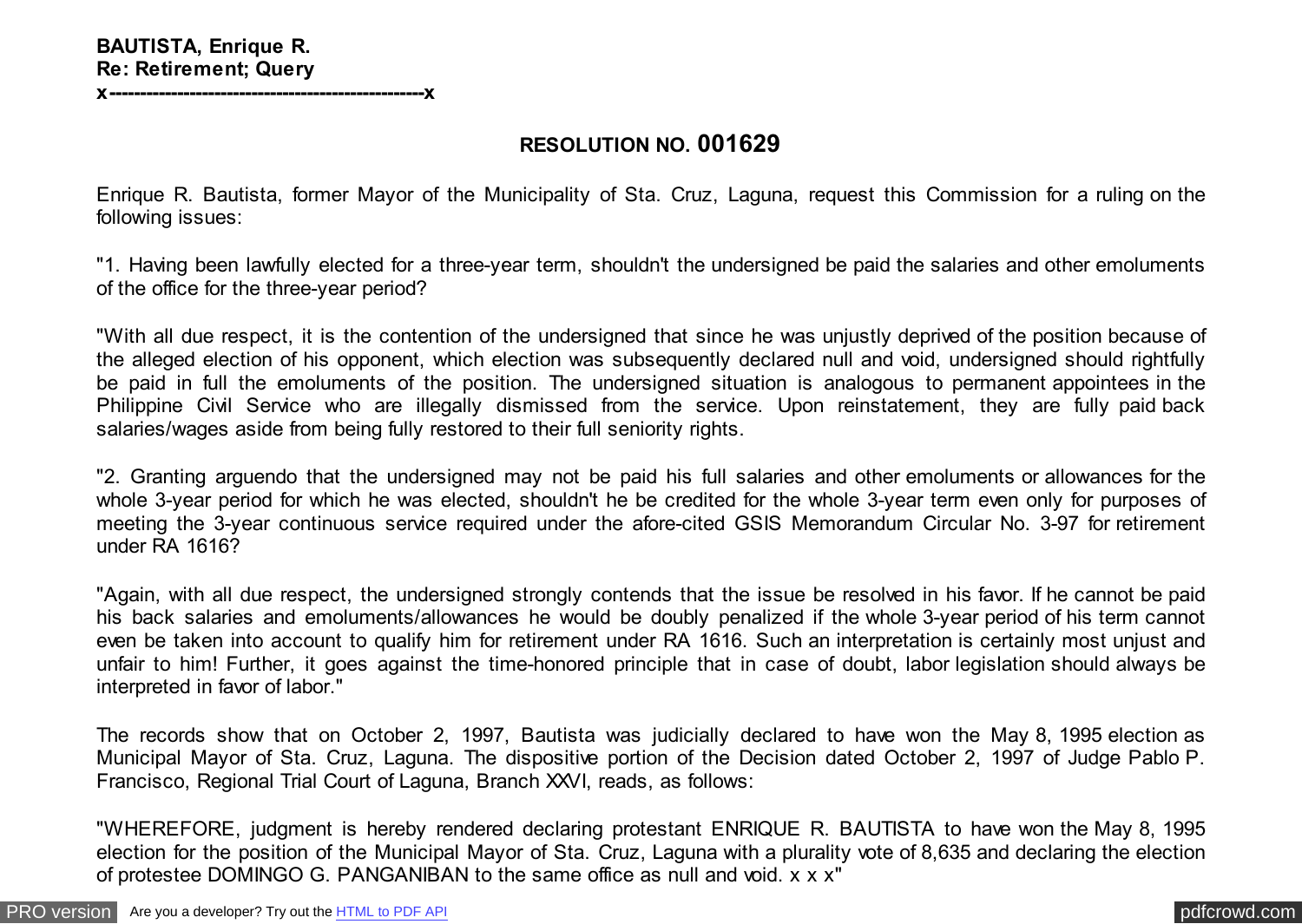**BAUTISTA, Enrique R.**
**Re: Retirement; Query**
**x---------------------------------------------------x**

**RESOLUTION NO. 001629**

Enrique R. Bautista, former Mayor of the Municipality of Sta. Cruz, Laguna, request this Commission for a ruling on the following issues:

"1. Having been lawfully elected for a three-year term, shouldn't the undersigned be paid the salaries and other emoluments of the office for the three-year period?

"With all due respect, it is the contention of the undersigned that since he was unjustly deprived of the position because of the alleged election of his opponent, which election was subsequently declared null and void, undersigned should rightfully be paid in full the emoluments of the position. The undersigned situation is analogous to permanent appointees in the Philippine Civil Service who are illegally dismissed from the service. Upon reinstatement, they are fully paid back salaries/wages aside from being fully restored to their full seniority rights.

"2. Granting arguendo that the undersigned may not be paid his full salaries and other emoluments or allowances for the whole 3-year period for which he was elected, shouldn't he be credited for the whole 3-year term even only for purposes of meeting the 3-year continuous service required under the afore-cited GSIS Memorandum Circular No. 3-97 for retirement under RA 1616?

"Again, with all due respect, the undersigned strongly contends that the issue be resolved in his favor. If he cannot be paid his back salaries and emoluments/allowances he would be doubly penalized if the whole 3-year period of his term cannot even be taken into account to qualify him for retirement under RA 1616. Such an interpretation is certainly most unjust and unfair to him! Further, it goes against the time-honored principle that in case of doubt, labor legislation should always be interpreted in favor of labor."

The records show that on October 2, 1997, Bautista was judicially declared to have won the May 8, 1995 election as Municipal Mayor of Sta. Cruz, Laguna. The dispositive portion of the Decision dated October 2, 1997 of Judge Pablo P. Francisco, Regional Trial Court of Laguna, Branch XXVI, reads, as follows:

"WHEREFORE, judgment is hereby rendered declaring protestant ENRIQUE R. BAUTISTA to have won the May 8, 1995 election for the position of the Municipal Mayor of Sta. Cruz, Laguna with a plurality vote of 8,635 and declaring the election of protestee DOMINGO G. PANGANIBAN to the same office as null and void. x x x"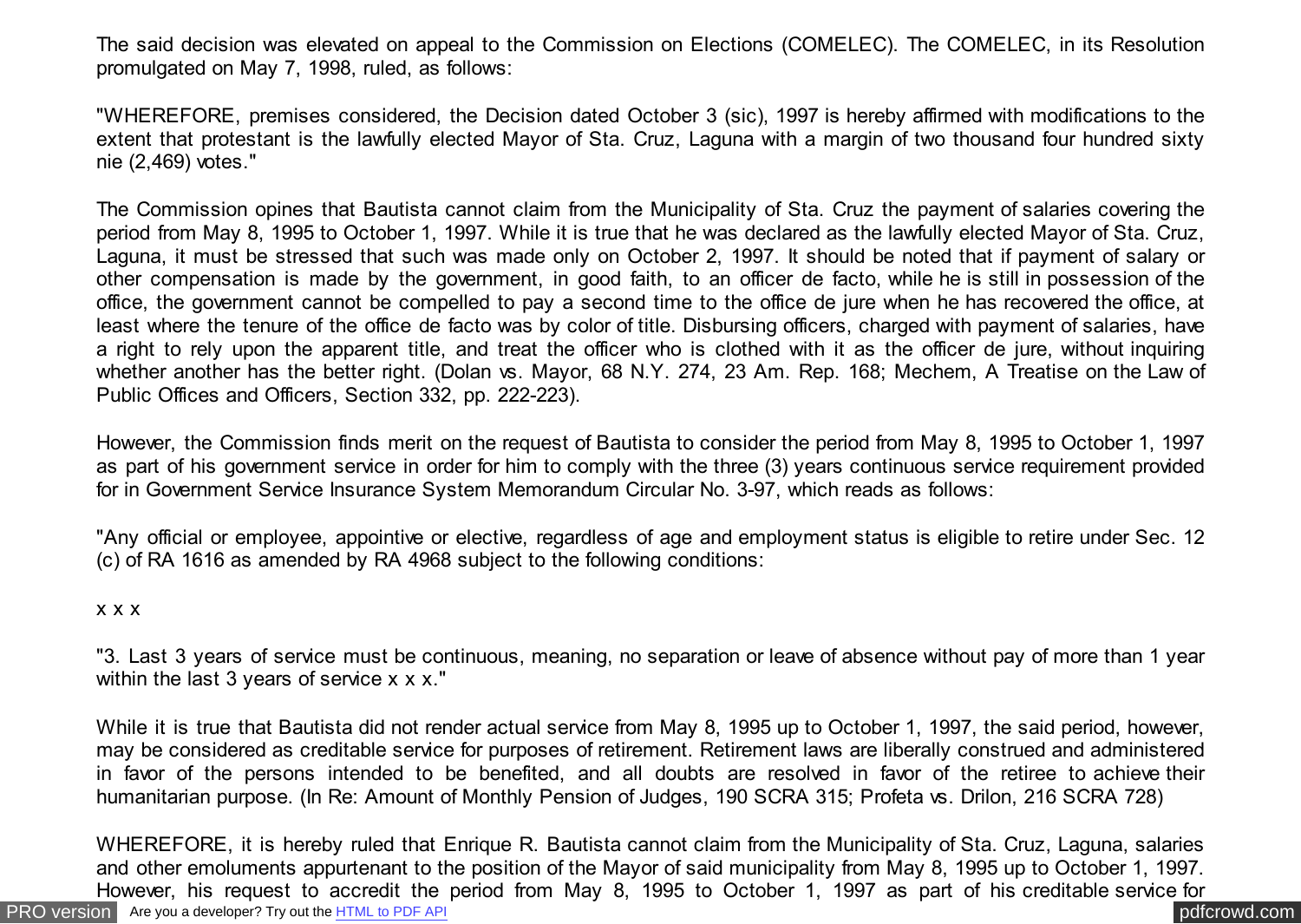The said decision was elevated on appeal to the Commission on Elections (COMELEC). The COMELEC, in its Resolution promulgated on May 7, 1998, ruled, as follows:

"WHEREFORE, premises considered, the Decision dated October 3 (sic), 1997 is hereby affirmed with modifications to the extent that protestant is the lawfully elected Mayor of Sta. Cruz, Laguna with a margin of two thousand four hundred sixty nie (2,469) votes."

The Commission opines that Bautista cannot claim from the Municipality of Sta. Cruz the payment of salaries covering the period from May 8, 1995 to October 1, 1997. While it is true that he was declared as the lawfully elected Mayor of Sta. Cruz, Laguna, it must be stressed that such was made only on October 2, 1997. It should be noted that if payment of salary or other compensation is made by the government, in good faith, to an officer de facto, while he is still in possession of the office, the government cannot be compelled to pay a second time to the office de jure when he has recovered the office, at least where the tenure of the office de facto was by color of title. Disbursing officers, charged with payment of salaries, have a right to rely upon the apparent title, and treat the officer who is clothed with it as the officer de jure, without inquiring whether another has the better right. (Dolan vs. Mayor, 68 N.Y. 274, 23 Am. Rep. 168; Mechem, A Treatise on the Law of Public Offices and Officers, Section 332, pp. 222-223).

However, the Commission finds merit on the request of Bautista to consider the period from May 8, 1995 to October 1, 1997 as part of his government service in order for him to comply with the three (3) years continuous service requirement provided for in Government Service Insurance System Memorandum Circular No. 3-97, which reads as follows:

"Any official or employee, appointive or elective, regardless of age and employment status is eligible to retire under Sec. 12 (c) of RA 1616 as amended by RA 4968 subject to the following conditions:

x x x

"3. Last 3 years of service must be continuous, meaning, no separation or leave of absence without pay of more than 1 year within the last 3 years of service x x x."

While it is true that Bautista did not render actual service from May 8, 1995 up to October 1, 1997, the said period, however, may be considered as creditable service for purposes of retirement. Retirement laws are liberally construed and administered in favor of the persons intended to be benefited, and all doubts are resolved in favor of the retiree to achieve their humanitarian purpose. (In Re: Amount of Monthly Pension of Judges, 190 SCRA 315; Profeta vs. Drilon, 216 SCRA 728)

WHEREFORE, it is hereby ruled that Enrique R. Bautista cannot claim from the Municipality of Sta. Cruz, Laguna, salaries and other emoluments appurtenant to the position of the Mayor of said municipality from May 8, 1995 up to October 1, 1997. However, his request to accredit the period from May 8, 1995 to October 1, 1997 as part of his creditable service for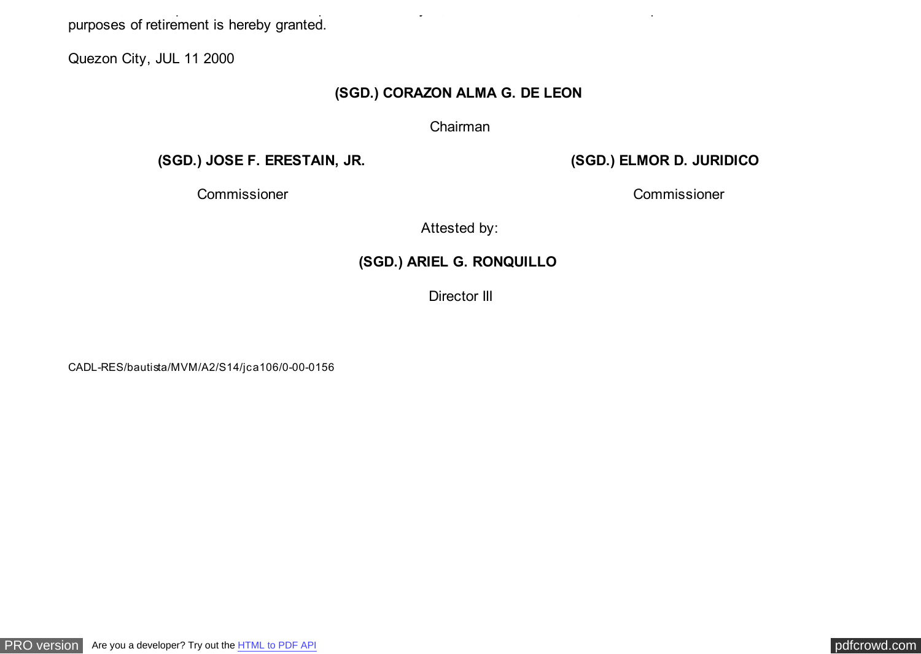purposes of retirement is hereby granted.

Quezon City, JUL 11 2000

**(SGD.) CORAZON ALMA G. DE LEON**

Chairman

**(SGD.) JOSE F. ERESTAIN, JR.**

Commissioner

**(SGD.) ELMOR D. JURIDICO**

Commissioner

Attested by:

**(SGD.) ARIEL G. RONQUILLO**

Director III

CADL-RES/bautista/MVM/A2/S14/jca106/0-00-0156